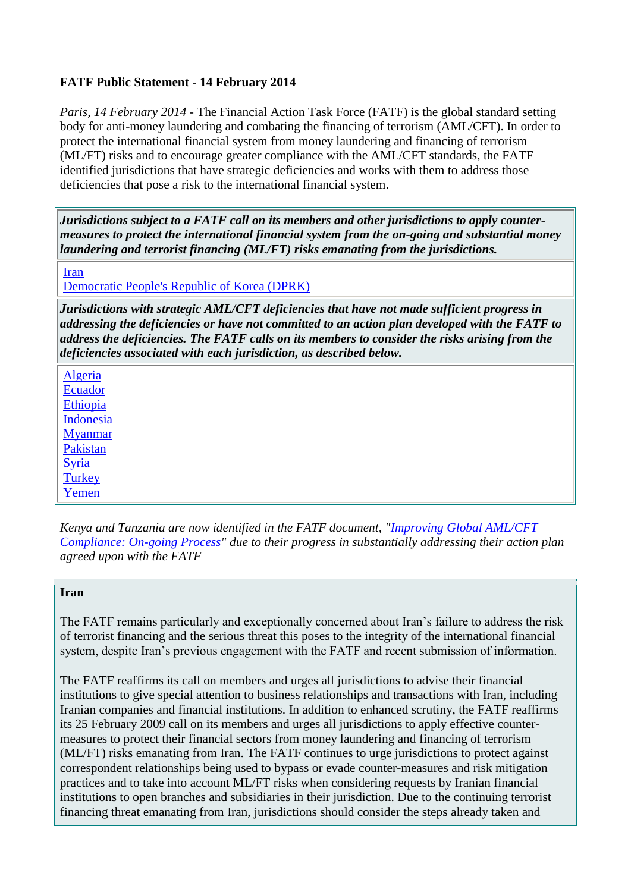**FATF Public Statement - 14 February 2014**

*Paris, 14 February 2014* - The Financial Action Task Force (FATF) is the global standard setting body for anti-money laundering and combating the financing of terrorism (AML/CFT). In order to protect the international financial system from money laundering and financing of terrorism (ML/FT) risks and to encourage greater compliance with the AML/CFT standards, the FATF identified jurisdictions that have strategic deficiencies and works with them to address those deficiencies that pose a risk to the international financial system.

| ***Jurisdictions subject to a FATF call on its members and other jurisdictions to apply counter-measures to protect the international financial system from the on-going and substantial money laundering and terrorist financing (ML/FT) risks emanating from the jurisdictions.*** |
|---|
| Iran<br>Democratic People's Republic of Korea (DPRK) |
| ***Jurisdictions with strategic AML/CFT deficiencies that have not made sufficient progress in addressing the deficiencies or have not committed to an action plan developed with the FATF to address the deficiencies. The FATF calls on its members to consider the risks arising from the deficiencies associated with each jurisdiction, as described below.*** |
| Algeria<br>Ecuador<br>Ethiopia<br>Indonesia<br>Myanmar<br>Pakistan<br>Syria<br>Turkey<br>Yemen |

*Kenya and Tanzania are now identified in the FATF document, "Improving Global AML/CFT Compliance: On-going Process" due to their progress in substantially addressing their action plan agreed upon with the FATF*

**Iran**

The FATF remains particularly and exceptionally concerned about Iran's failure to address the risk of terrorist financing and the serious threat this poses to the integrity of the international financial system, despite Iran's previous engagement with the FATF and recent submission of information.

The FATF reaffirms its call on members and urges all jurisdictions to advise their financial institutions to give special attention to business relationships and transactions with Iran, including Iranian companies and financial institutions. In addition to enhanced scrutiny, the FATF reaffirms its 25 February 2009 call on its members and urges all jurisdictions to apply effective counter-measures to protect their financial sectors from money laundering and financing of terrorism (ML/FT) risks emanating from Iran. The FATF continues to urge jurisdictions to protect against correspondent relationships being used to bypass or evade counter-measures and risk mitigation practices and to take into account ML/FT risks when considering requests by Iranian financial institutions to open branches and subsidiaries in their jurisdiction. Due to the continuing terrorist financing threat emanating from Iran, jurisdictions should consider the steps already taken and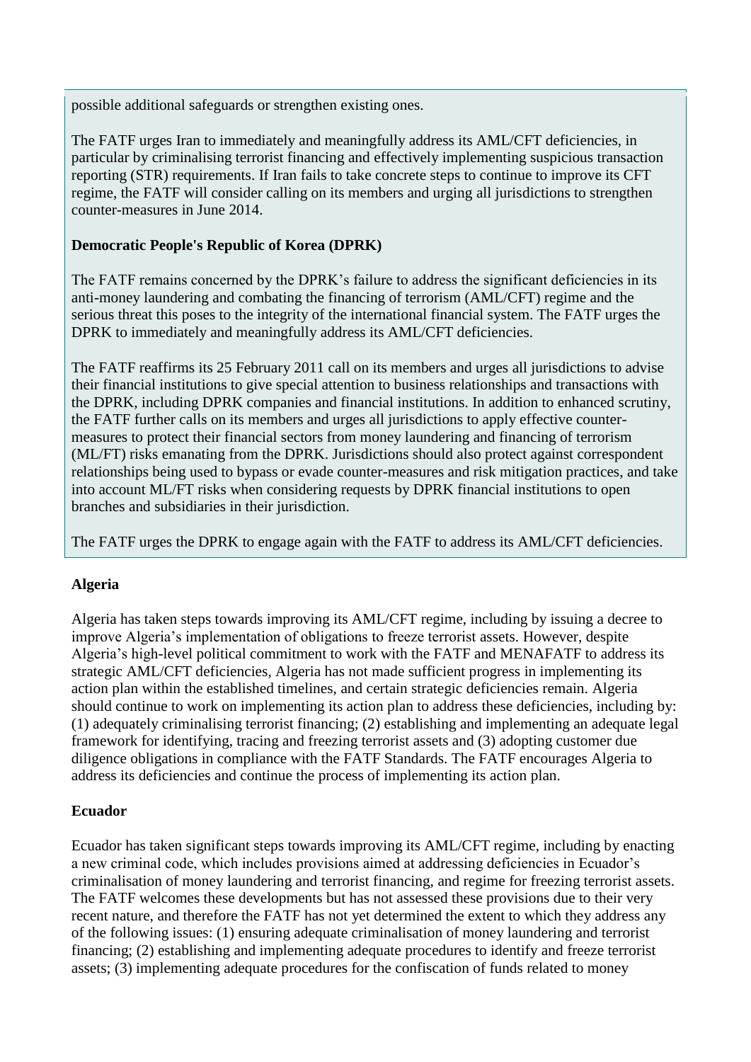possible additional safeguards or strengthen existing ones.

The FATF urges Iran to immediately and meaningfully address its AML/CFT deficiencies, in particular by criminalising terrorist financing and effectively implementing suspicious transaction reporting (STR) requirements. If Iran fails to take concrete steps to continue to improve its CFT regime, the FATF will consider calling on its members and urging all jurisdictions to strengthen counter-measures in June 2014.

**Democratic People's Republic of Korea (DPRK)**

The FATF remains concerned by the DPRK's failure to address the significant deficiencies in its anti-money laundering and combating the financing of terrorism (AML/CFT) regime and the serious threat this poses to the integrity of the international financial system. The FATF urges the DPRK to immediately and meaningfully address its AML/CFT deficiencies.

The FATF reaffirms its 25 February 2011 call on its members and urges all jurisdictions to advise their financial institutions to give special attention to business relationships and transactions with the DPRK, including DPRK companies and financial institutions. In addition to enhanced scrutiny, the FATF further calls on its members and urges all jurisdictions to apply effective counter-measures to protect their financial sectors from money laundering and financing of terrorism (ML/FT) risks emanating from the DPRK. Jurisdictions should also protect against correspondent relationships being used to bypass or evade counter-measures and risk mitigation practices, and take into account ML/FT risks when considering requests by DPRK financial institutions to open branches and subsidiaries in their jurisdiction.

The FATF urges the DPRK to engage again with the FATF to address its AML/CFT deficiencies.

**Algeria**

Algeria has taken steps towards improving its AML/CFT regime, including by issuing a decree to improve Algeria's implementation of obligations to freeze terrorist assets. However, despite Algeria's high-level political commitment to work with the FATF and MENAFATF to address its strategic AML/CFT deficiencies, Algeria has not made sufficient progress in implementing its action plan within the established timelines, and certain strategic deficiencies remain. Algeria should continue to work on implementing its action plan to address these deficiencies, including by: (1) adequately criminalising terrorist financing; (2) establishing and implementing an adequate legal framework for identifying, tracing and freezing terrorist assets and (3) adopting customer due diligence obligations in compliance with the FATF Standards. The FATF encourages Algeria to address its deficiencies and continue the process of implementing its action plan.

**Ecuador**

Ecuador has taken significant steps towards improving its AML/CFT regime, including by enacting a new criminal code, which includes provisions aimed at addressing deficiencies in Ecuador's criminalisation of money laundering and terrorist financing, and regime for freezing terrorist assets. The FATF welcomes these developments but has not assessed these provisions due to their very recent nature, and therefore the FATF has not yet determined the extent to which they address any of the following issues: (1) ensuring adequate criminalisation of money laundering and terrorist financing; (2) establishing and implementing adequate procedures to identify and freeze terrorist assets; (3) implementing adequate procedures for the confiscation of funds related to money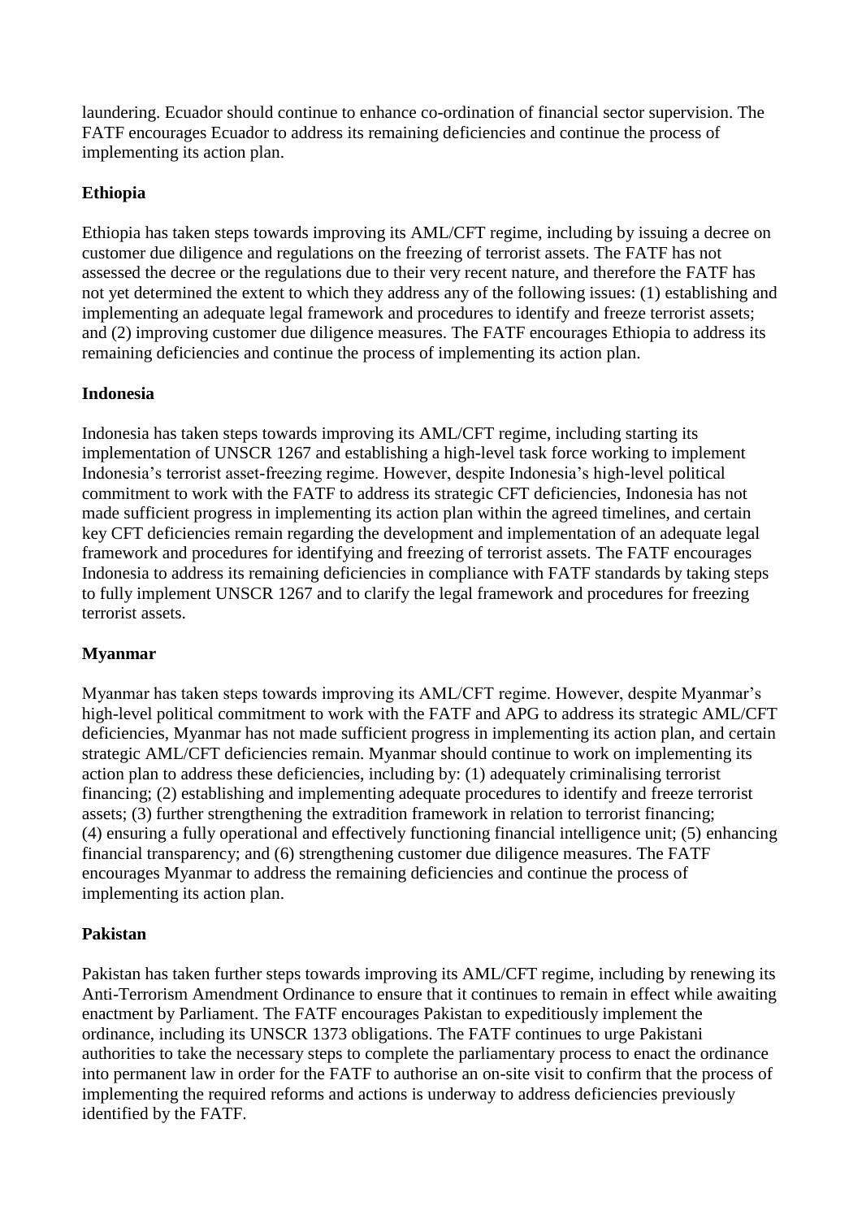laundering. Ecuador should continue to enhance co-ordination of financial sector supervision. The FATF encourages Ecuador to address its remaining deficiencies and continue the process of implementing its action plan.

**Ethiopia**

Ethiopia has taken steps towards improving its AML/CFT regime, including by issuing a decree on customer due diligence and regulations on the freezing of terrorist assets. The FATF has not assessed the decree or the regulations due to their very recent nature, and therefore the FATF has not yet determined the extent to which they address any of the following issues: (1) establishing and implementing an adequate legal framework and procedures to identify and freeze terrorist assets; and (2) improving customer due diligence measures. The FATF encourages Ethiopia to address its remaining deficiencies and continue the process of implementing its action plan.

**Indonesia**

Indonesia has taken steps towards improving its AML/CFT regime, including starting its implementation of UNSCR 1267 and establishing a high-level task force working to implement Indonesia's terrorist asset-freezing regime. However, despite Indonesia's high-level political commitment to work with the FATF to address its strategic CFT deficiencies, Indonesia has not made sufficient progress in implementing its action plan within the agreed timelines, and certain key CFT deficiencies remain regarding the development and implementation of an adequate legal framework and procedures for identifying and freezing of terrorist assets. The FATF encourages Indonesia to address its remaining deficiencies in compliance with FATF standards by taking steps to fully implement UNSCR 1267 and to clarify the legal framework and procedures for freezing terrorist assets.

**Myanmar**

Myanmar has taken steps towards improving its AML/CFT regime. However, despite Myanmar's high-level political commitment to work with the FATF and APG to address its strategic AML/CFT deficiencies, Myanmar has not made sufficient progress in implementing its action plan, and certain strategic AML/CFT deficiencies remain. Myanmar should continue to work on implementing its action plan to address these deficiencies, including by: (1) adequately criminalising terrorist financing; (2) establishing and implementing adequate procedures to identify and freeze terrorist assets; (3) further strengthening the extradition framework in relation to terrorist financing; (4) ensuring a fully operational and effectively functioning financial intelligence unit; (5) enhancing financial transparency; and (6) strengthening customer due diligence measures. The FATF encourages Myanmar to address the remaining deficiencies and continue the process of implementing its action plan.

**Pakistan**

Pakistan has taken further steps towards improving its AML/CFT regime, including by renewing its Anti-Terrorism Amendment Ordinance to ensure that it continues to remain in effect while awaiting enactment by Parliament. The FATF encourages Pakistan to expeditiously implement the ordinance, including its UNSCR 1373 obligations. The FATF continues to urge Pakistani authorities to take the necessary steps to complete the parliamentary process to enact the ordinance into permanent law in order for the FATF to authorise an on-site visit to confirm that the process of implementing the required reforms and actions is underway to address deficiencies previously identified by the FATF.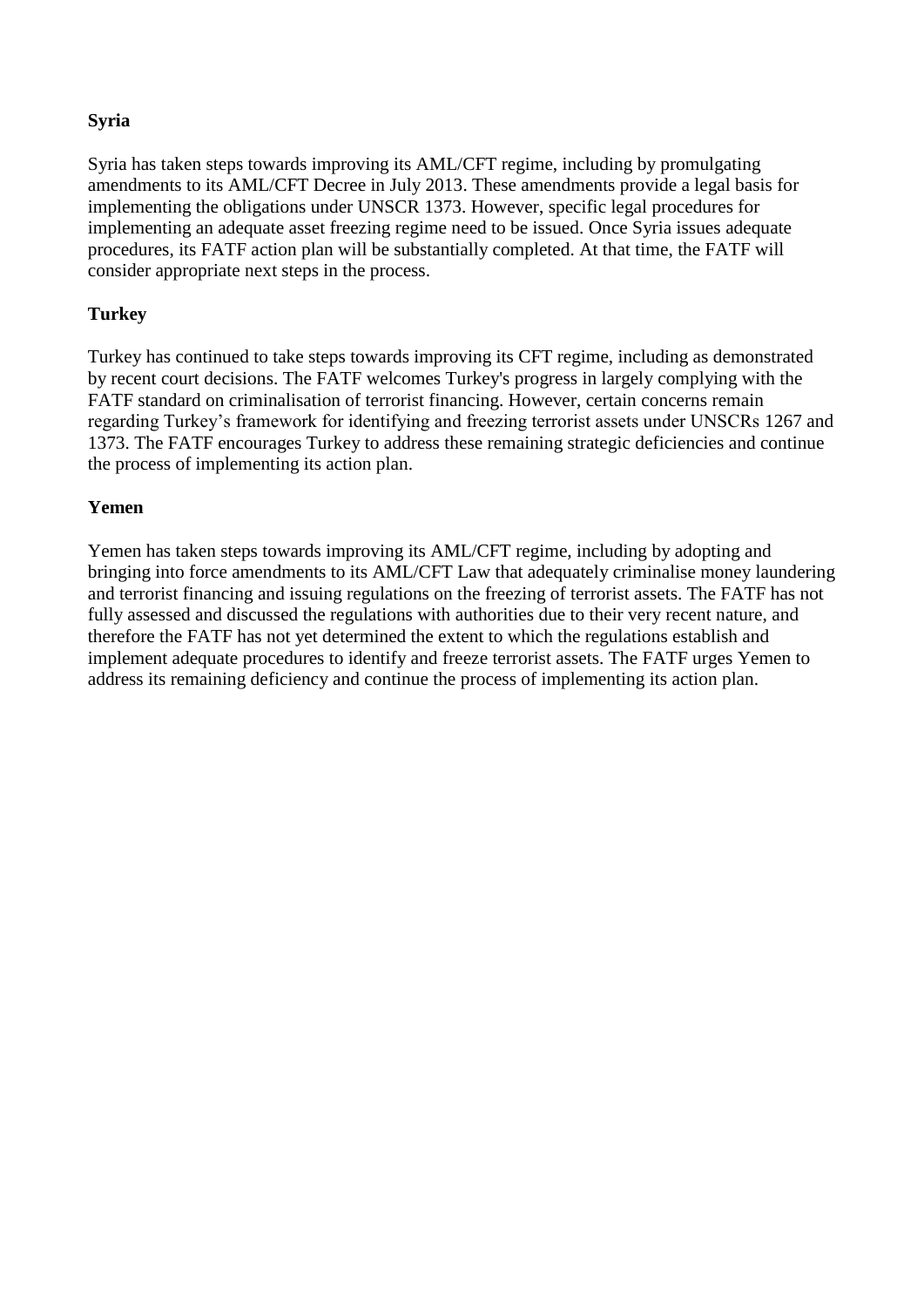**Syria**

Syria has taken steps towards improving its AML/CFT regime, including by promulgating amendments to its AML/CFT Decree in July 2013. These amendments provide a legal basis for implementing the obligations under UNSCR 1373. However, specific legal procedures for implementing an adequate asset freezing regime need to be issued. Once Syria issues adequate procedures, its FATF action plan will be substantially completed. At that time, the FATF will consider appropriate next steps in the process.

**Turkey**

Turkey has continued to take steps towards improving its CFT regime, including as demonstrated by recent court decisions. The FATF welcomes Turkey's progress in largely complying with the FATF standard on criminalisation of terrorist financing. However, certain concerns remain regarding Turkey's framework for identifying and freezing terrorist assets under UNSCRs 1267 and 1373. The FATF encourages Turkey to address these remaining strategic deficiencies and continue the process of implementing its action plan.

**Yemen**

Yemen has taken steps towards improving its AML/CFT regime, including by adopting and bringing into force amendments to its AML/CFT Law that adequately criminalise money laundering and terrorist financing and issuing regulations on the freezing of terrorist assets. The FATF has not fully assessed and discussed the regulations with authorities due to their very recent nature, and therefore the FATF has not yet determined the extent to which the regulations establish and implement adequate procedures to identify and freeze terrorist assets. The FATF urges Yemen to address its remaining deficiency and continue the process of implementing its action plan.